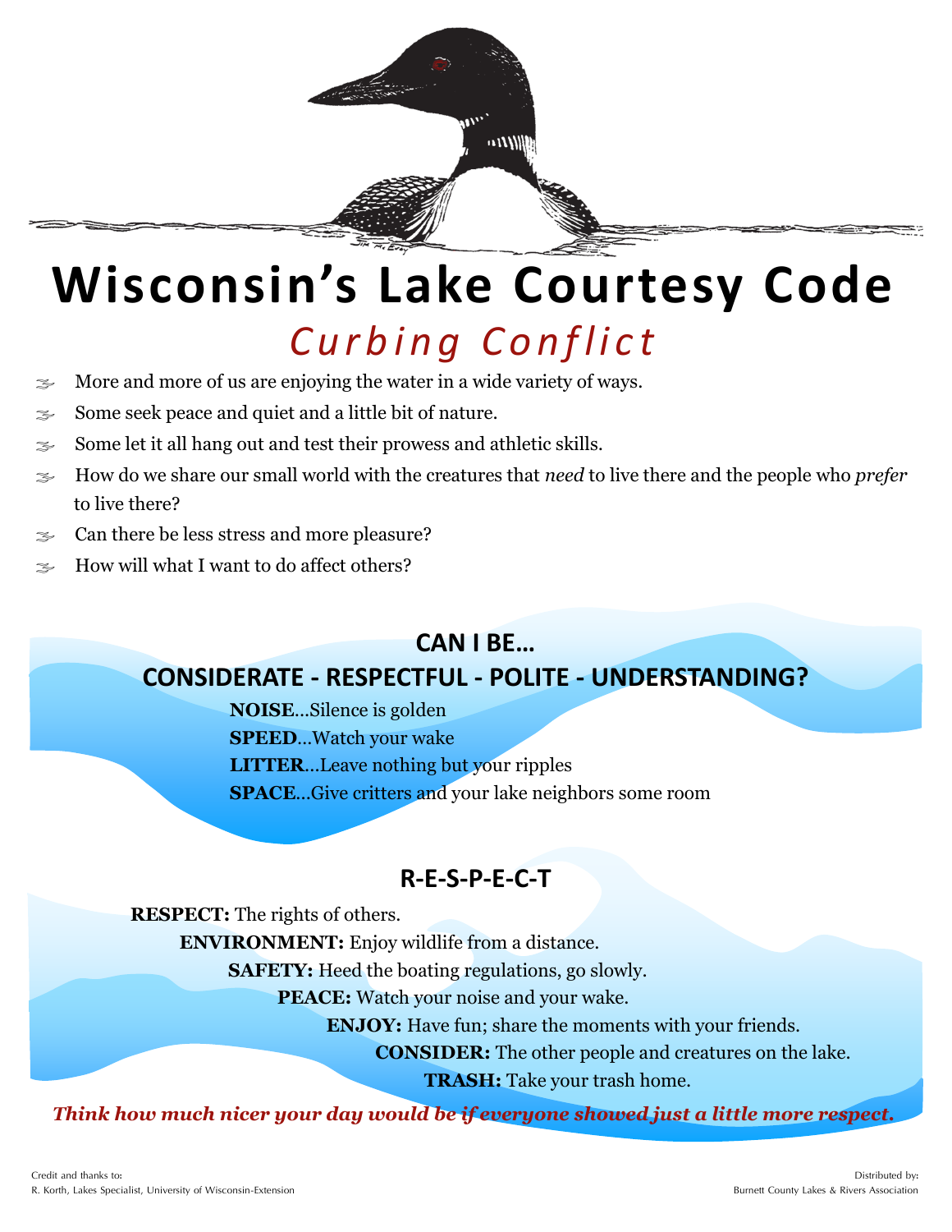# Wisconsin's Lake Courtesy Code

## *Curbing Conflict*

- More and more of us are enjoying the water in a wide variety of ways.
- Some seek peace and quiet and a little bit of nature.
- Some let it all hang out and test their prowess and athletic skills.
- How do we share our small world with the creatures that *need* to live there and the people who *prefer* to live there?
- Can there be less stress and more pleasure?
- How will what I want to do affect others?

### CAN I BE…
### CONSIDERATE - RESPECTFUL - POLITE - UNDERSTANDING?

**NOISE**…Silence is golden
**SPEED**…Watch your wake
**LITTER**…Leave nothing but your ripples
**SPACE**…Give critters and your lake neighbors some room

### R-E-S-P-E-C-T

**RESPECT:** The rights of others.
**ENVIRONMENT:** Enjoy wildlife from a distance.
**SAFETY:** Heed the boating regulations, go slowly.
**PEACE:** Watch your noise and your wake.
**ENJOY:** Have fun; share the moments with your friends.
**CONSIDER:** The other people and creatures on the lake.
**TRASH:** Take your trash home.

***Think how much nicer your day would be if everyone showed just a little more respect.***

Credit and thanks to:
R. Korth, Lakes Specialist, University of Wisconsin-Extension

Distributed by:
Burnett County Lakes & Rivers Association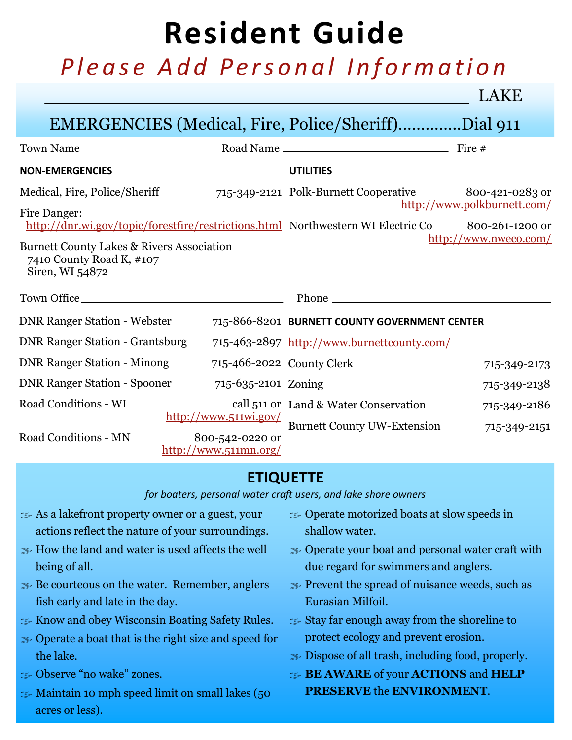# Resident Guide

## *Please Add Personal Information*

\_\_\_\_\_\_\_\_\_\_\_\_\_\_\_\_\_\_\_\_\_\_\_\_\_\_\_\_\_\_\_\_\_\_\_\_\_\_\_\_ LAKE

EMERGENCIES (Medical, Fire, Police/Sheriff)………….Dial 911

Town Name \_\_\_\_\_\_\_\_\_\_\_\_\_\_\_\_\_\_ Road Name \_\_\_\_\_\_\_\_\_\_\_\_\_\_\_\_\_\_\_\_\_\_ Fire # \_\_\_\_\_\_\_\_

**NON-EMERGENCIES**

Medical, Fire, Police/Sheriff 715-349-2121

Fire Danger: http://dnr.wi.gov/topic/forestfire/restrictions.html

Burnett County Lakes & Rivers Association
7410 County Road K, #107
Siren, WI 54872

**UTILITIES**

Polk-Burnett Cooperative 800-421-0283 or http://www.polkburnett.com/

Northwestern WI Electric Co 800-261-1200 or http://www.nweco.com/

Town Office \_\_\_\_\_\_\_\_\_\_\_\_\_\_\_\_\_\_\_\_\_\_\_\_ Phone \_\_\_\_\_\_\_\_\_\_\_\_\_\_\_\_\_\_\_\_\_\_\_\_

| | |
|---|---|
| DNR Ranger Station - Webster | 715-866-8201 |
| DNR Ranger Station - Grantsburg | 715-463-2897 |
| DNR Ranger Station - Minong | 715-466-2022 |
| DNR Ranger Station - Spooner | 715-635-2101 |
| Road Conditions - WI | call 511 or http://www.511wi.gov/ |
| Road Conditions - MN | 800-542-0220 or http://www.511mn.org/ |

**BURNETT COUNTY GOVERNMENT CENTER**

http://www.burnettcounty.com/

| | |
|---|---|
| County Clerk | 715-349-2173 |
| Zoning | 715-349-2138 |
| Land & Water Conservation | 715-349-2186 |
| Burnett County UW-Extension | 715-349-2151 |

## ETIQUETTE

*for boaters, personal water craft users, and lake shore owners*

- As a lakefront property owner or a guest, your actions reflect the nature of your surroundings.
- How the land and water is used affects the well being of all.
- Be courteous on the water. Remember, anglers fish early and late in the day.
- Know and obey Wisconsin Boating Safety Rules.
- Operate a boat that is the right size and speed for the lake.
- Observe "no wake" zones.
- Maintain 10 mph speed limit on small lakes (50 acres or less).
- Operate motorized boats at slow speeds in shallow water.
- Operate your boat and personal water craft with due regard for swimmers and anglers.
- Prevent the spread of nuisance weeds, such as Eurasian Milfoil.
- Stay far enough away from the shoreline to protect ecology and prevent erosion.
- Dispose of all trash, including food, properly.
- **BE AWARE** of your **ACTIONS** and **HELP PRESERVE** the **ENVIRONMENT**.